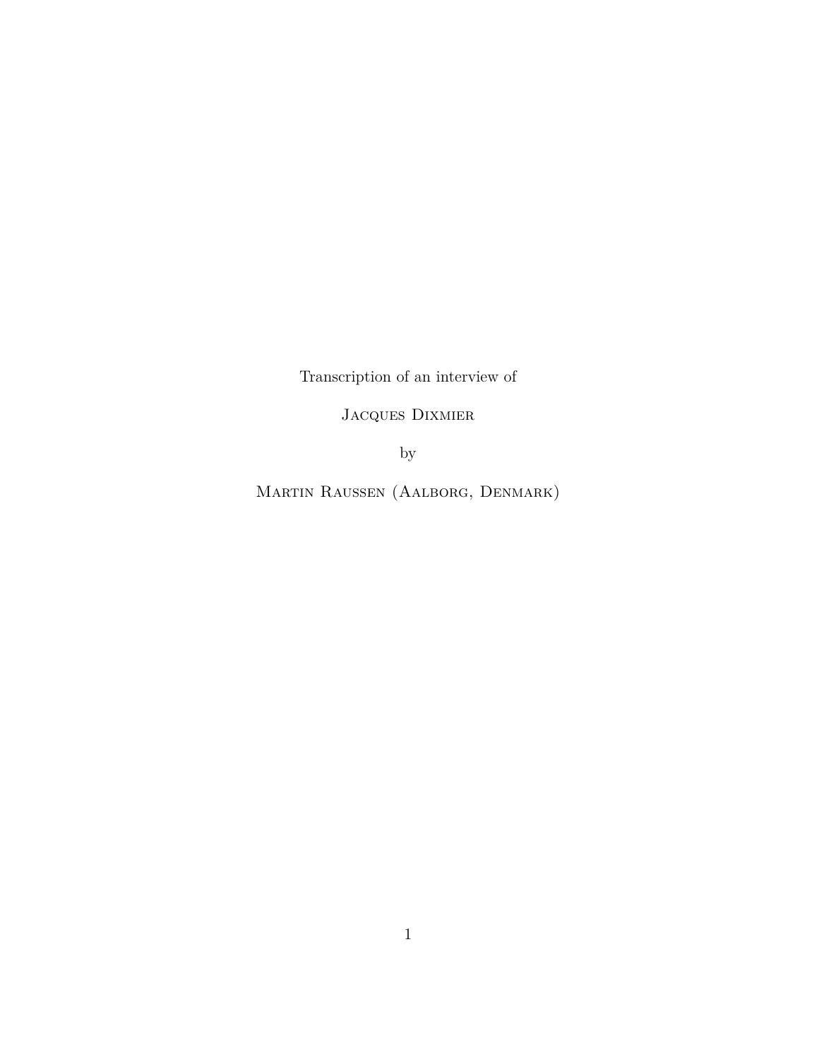Transcription of an interview of

Jacques Dixmier

by

Martin Raussen (Aalborg, Denmark)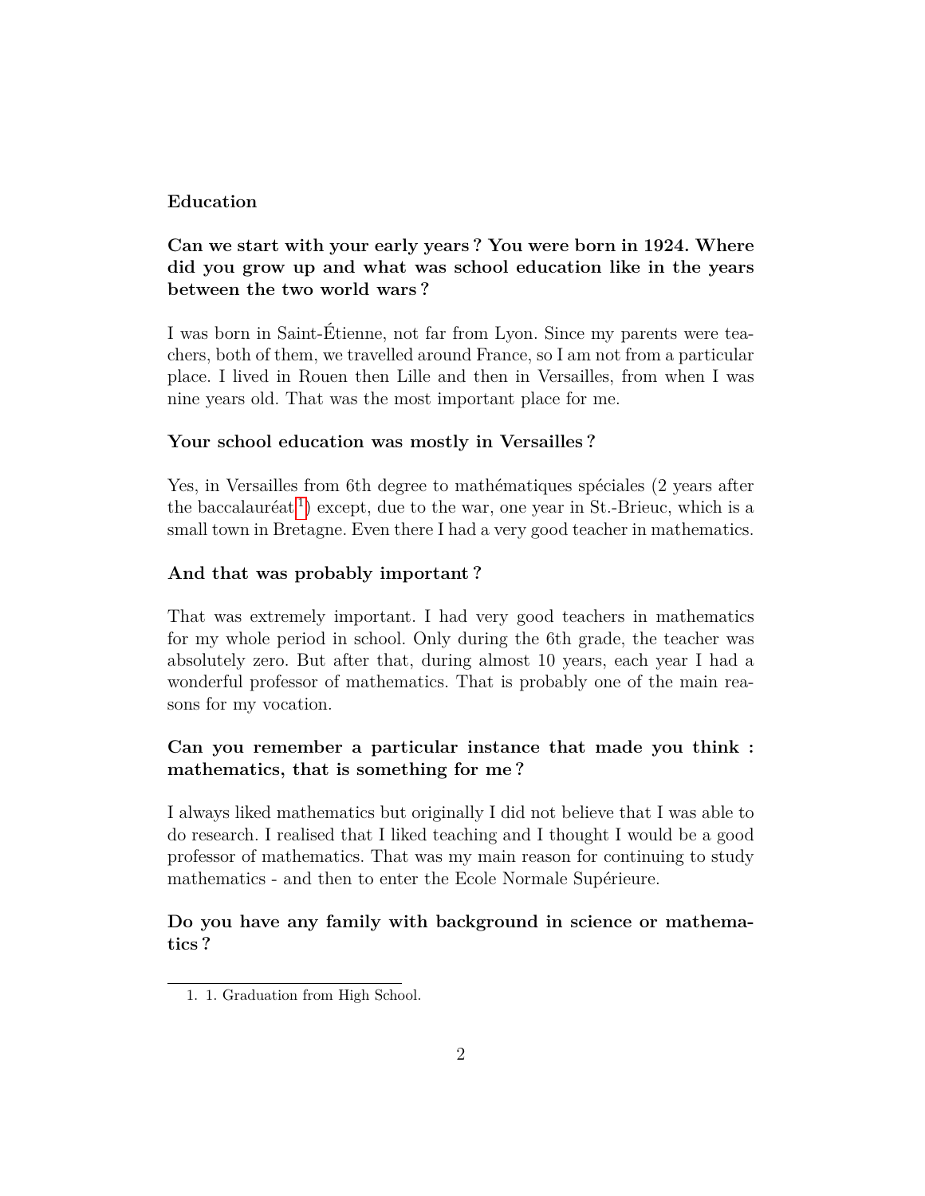## Education

**Can we start with your early years ? You were born in 1924. Where did you grow up and what was school education like in the years between the two world wars ?**

I was born in Saint-Étienne, not far from Lyon. Since my parents were teachers, both of them, we travelled around France, so I am not from a particular place. I lived in Rouen then Lille and then in Versailles, from when I was nine years old. That was the most important place for me.

**Your school education was mostly in Versailles ?**

Yes, in Versailles from 6th degree to mathématiques spéciales (2 years after the baccalauréat[1]) except, due to the war, one year in St.-Brieuc, which is a small town in Bretagne. Even there I had a very good teacher in mathematics.

**And that was probably important ?**

That was extremely important. I had very good teachers in mathematics for my whole period in school. Only during the 6th grade, the teacher was absolutely zero. But after that, during almost 10 years, each year I had a wonderful professor of mathematics. That is probably one of the main reasons for my vocation.

**Can you remember a particular instance that made you think : mathematics, that is something for me ?**

I always liked mathematics but originally I did not believe that I was able to do research. I realised that I liked teaching and I thought I would be a good professor of mathematics. That was my main reason for continuing to study mathematics - and then to enter the Ecole Normale Supérieure.

**Do you have any family with background in science or mathematics ?**

1. 1. Graduation from High School.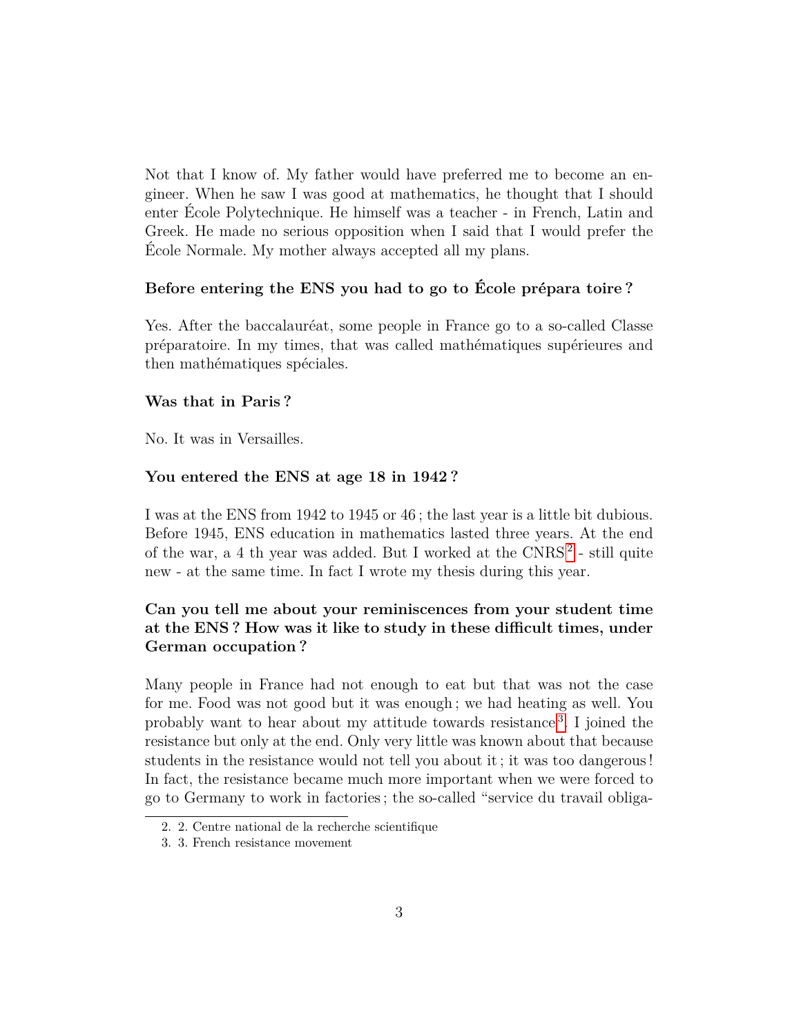Not that I know of. My father would have preferred me to become an engineer. When he saw I was good at mathematics, he thought that I should enter École Polytechnique. He himself was a teacher - in French, Latin and Greek. He made no serious opposition when I said that I would prefer the École Normale. My mother always accepted all my plans.

**Before entering the ENS you had to go to École prépara toire ?**

Yes. After the baccalauréat, some people in France go to a so-called Classe préparatoire. In my times, that was called mathématiques supérieures and then mathématiques spéciales.

**Was that in Paris ?**

No. It was in Versailles.

**You entered the ENS at age 18 in 1942 ?**

I was at the ENS from 1942 to 1945 or 46 ; the last year is a little bit dubious. Before 1945, ENS education in mathematics lasted three years. At the end of the war, a 4 th year was added. But I worked at the CNRS[2] - still quite new - at the same time. In fact I wrote my thesis during this year.

**Can you tell me about your reminiscences from your student time at the ENS ? How was it like to study in these difficult times, under German occupation ?**

Many people in France had not enough to eat but that was not the case for me. Food was not good but it was enough ; we had heating as well. You probably want to hear about my attitude towards resistance[3]. I joined the resistance but only at the end. Only very little was known about that because students in the resistance would not tell you about it ; it was too dangerous ! In fact, the resistance became much more important when we were forced to go to Germany to work in factories ; the so-called "service du travail obliga-

2. 2. Centre national de la recherche scientifique

3. 3. French resistance movement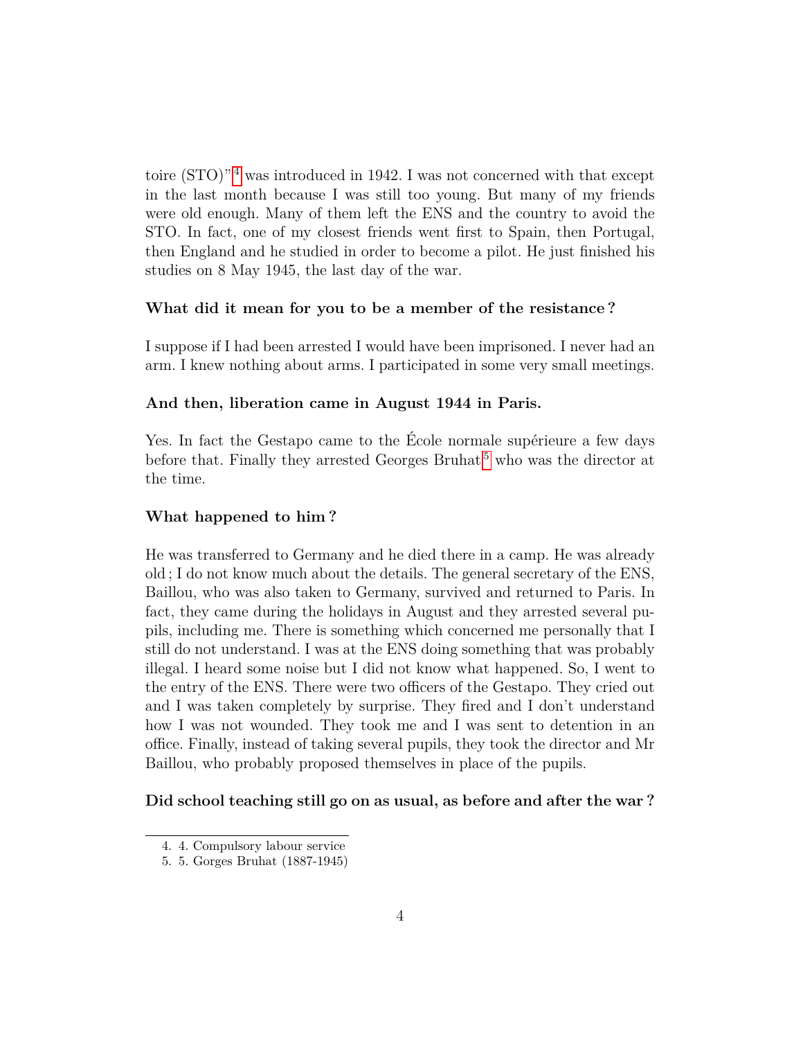toire (STO)"[4] was introduced in 1942. I was not concerned with that except in the last month because I was still too young. But many of my friends were old enough. Many of them left the ENS and the country to avoid the STO. In fact, one of my closest friends went first to Spain, then Portugal, then England and he studied in order to become a pilot. He just finished his studies on 8 May 1945, the last day of the war.

**What did it mean for you to be a member of the resistance ?**

I suppose if I had been arrested I would have been imprisoned. I never had an arm. I knew nothing about arms. I participated in some very small meetings.

**And then, liberation came in August 1944 in Paris.**

Yes. In fact the Gestapo came to the École normale supérieure a few days before that. Finally they arrested Georges Bruhat[5] who was the director at the time.

**What happened to him ?**

He was transferred to Germany and he died there in a camp. He was already old ; I do not know much about the details. The general secretary of the ENS, Baillou, who was also taken to Germany, survived and returned to Paris. In fact, they came during the holidays in August and they arrested several pupils, including me. There is something which concerned me personally that I still do not understand. I was at the ENS doing something that was probably illegal. I heard some noise but I did not know what happened. So, I went to the entry of the ENS. There were two officers of the Gestapo. They cried out and I was taken completely by surprise. They fired and I don't understand how I was not wounded. They took me and I was sent to detention in an office. Finally, instead of taking several pupils, they took the director and Mr Baillou, who probably proposed themselves in place of the pupils.

**Did school teaching still go on as usual, as before and after the war ?**

---

4. 4. Compulsory labour service
5. 5. Gorges Bruhat (1887-1945)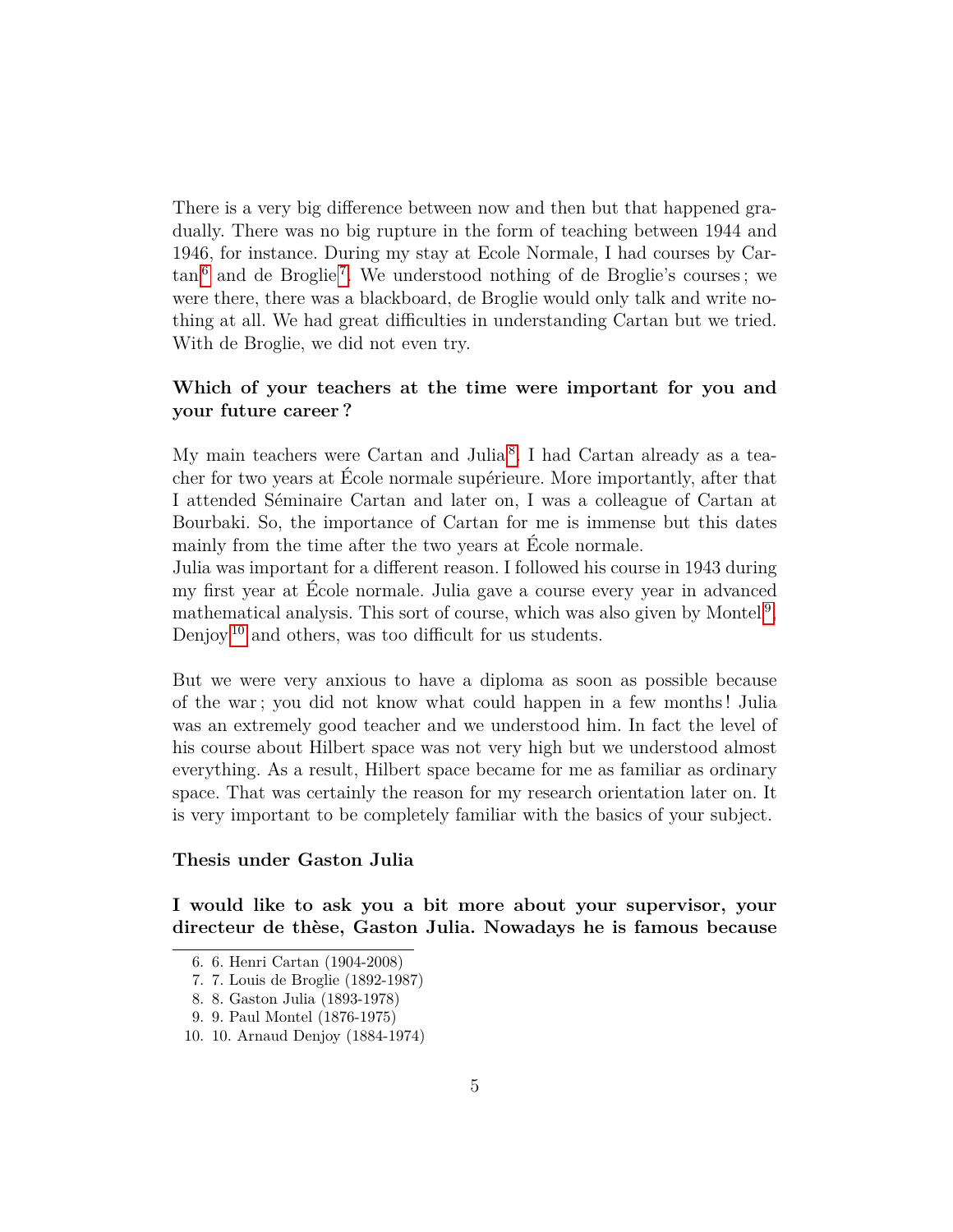There is a very big difference between now and then but that happened gradually. There was no big rupture in the form of teaching between 1944 and 1946, for instance. During my stay at Ecole Normale, I had courses by Cartan[6] and de Broglie[7]. We understood nothing of de Broglie's courses ; we were there, there was a blackboard, de Broglie would only talk and write nothing at all. We had great difficulties in understanding Cartan but we tried. With de Broglie, we did not even try.

**Which of your teachers at the time were important for you and your future career ?**

My main teachers were Cartan and Julia[8]. I had Cartan already as a teacher for two years at École normale supérieure. More importantly, after that I attended Séminaire Cartan and later on, I was a colleague of Cartan at Bourbaki. So, the importance of Cartan for me is immense but this dates mainly from the time after the two years at École normale.
Julia was important for a different reason. I followed his course in 1943 during my first year at École normale. Julia gave a course every year in advanced mathematical analysis. This sort of course, which was also given by Montel[9], Denjoy[10] and others, was too difficult for us students.

But we were very anxious to have a diploma as soon as possible because of the war ; you did not know what could happen in a few months ! Julia was an extremely good teacher and we understood him. In fact the level of his course about Hilbert space was not very high but we understood almost everything. As a result, Hilbert space became for me as familiar as ordinary space. That was certainly the reason for my research orientation later on. It is very important to be completely familiar with the basics of your subject.

**Thesis under Gaston Julia**

**I would like to ask you a bit more about your supervisor, your directeur de thèse, Gaston Julia. Nowadays he is famous because**

6. 6. Henri Cartan (1904-2008)
7. 7. Louis de Broglie (1892-1987)
8. 8. Gaston Julia (1893-1978)
9. 9. Paul Montel (1876-1975)
10. 10. Arnaud Denjoy (1884-1974)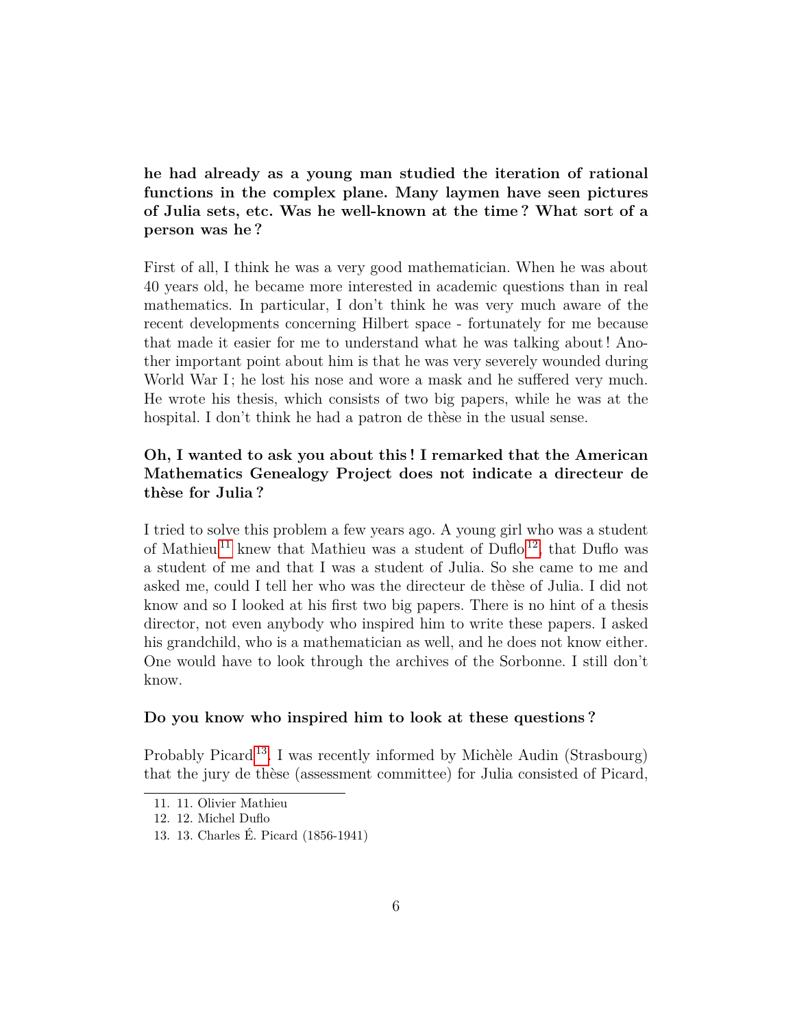**he had already as a young man studied the iteration of rational functions in the complex plane. Many laymen have seen pictures of Julia sets, etc. Was he well-known at the time ? What sort of a person was he ?**

First of all, I think he was a very good mathematician. When he was about 40 years old, he became more interested in academic questions than in real mathematics. In particular, I don't think he was very much aware of the recent developments concerning Hilbert space - fortunately for me because that made it easier for me to understand what he was talking about ! Another important point about him is that he was very severely wounded during World War I ; he lost his nose and wore a mask and he suffered very much. He wrote his thesis, which consists of two big papers, while he was at the hospital. I don't think he had a patron de thèse in the usual sense.

**Oh, I wanted to ask you about this ! I remarked that the American Mathematics Genealogy Project does not indicate a directeur de thèse for Julia ?**

I tried to solve this problem a few years ago. A young girl who was a student of Mathieu[11] knew that Mathieu was a student of Duflo[12], that Duflo was a student of me and that I was a student of Julia. So she came to me and asked me, could I tell her who was the directeur de thèse of Julia. I did not know and so I looked at his first two big papers. There is no hint of a thesis director, not even anybody who inspired him to write these papers. I asked his grandchild, who is a mathematician as well, and he does not know either. One would have to look through the archives of the Sorbonne. I still don't know.

**Do you know who inspired him to look at these questions ?**

Probably Picard[13]. I was recently informed by Michèle Audin (Strasbourg) that the jury de thèse (assessment committee) for Julia consisted of Picard,

---

11. 11. Olivier Mathieu
12. 12. Michel Duflo
13. 13. Charles É. Picard (1856-1941)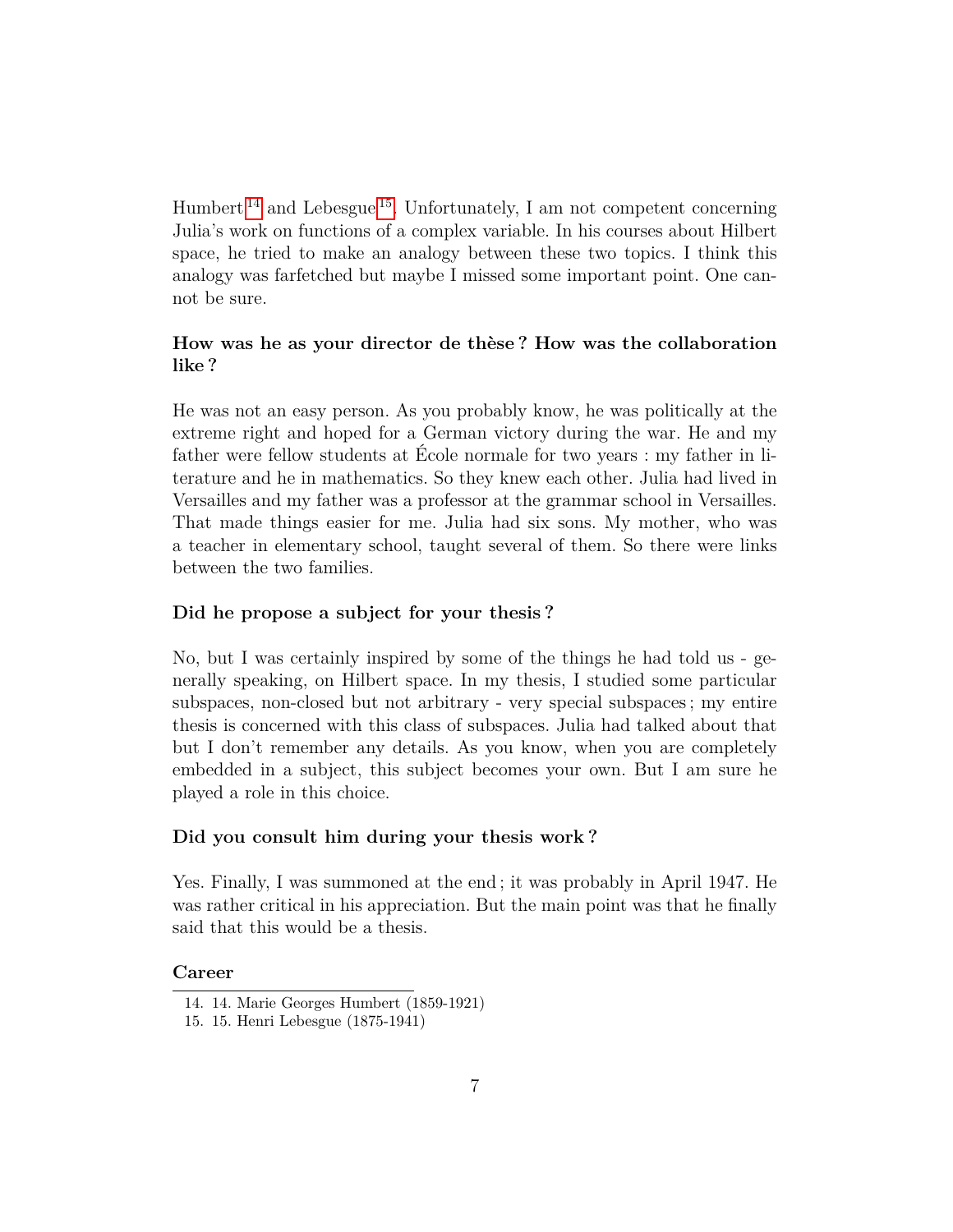Humbert[14] and Lebesgue[15]. Unfortunately, I am not competent concerning Julia's work on functions of a complex variable. In his courses about Hilbert space, he tried to make an analogy between these two topics. I think this analogy was farfetched but maybe I missed some important point. One cannot be sure.

**How was he as your director de thèse ? How was the collaboration like ?**

He was not an easy person. As you probably know, he was politically at the extreme right and hoped for a German victory during the war. He and my father were fellow students at École normale for two years : my father in literature and he in mathematics. So they knew each other. Julia had lived in Versailles and my father was a professor at the grammar school in Versailles. That made things easier for me. Julia had six sons. My mother, who was a teacher in elementary school, taught several of them. So there were links between the two families.

**Did he propose a subject for your thesis ?**

No, but I was certainly inspired by some of the things he had told us - generally speaking, on Hilbert space. In my thesis, I studied some particular subspaces, non-closed but not arbitrary - very special subspaces ; my entire thesis is concerned with this class of subspaces. Julia had talked about that but I don't remember any details. As you know, when you are completely embedded in a subject, this subject becomes your own. But I am sure he played a role in this choice.

**Did you consult him during your thesis work ?**

Yes. Finally, I was summoned at the end ; it was probably in April 1947. He was rather critical in his appreciation. But the main point was that he finally said that this would be a thesis.

**Career**

14. 14. Marie Georges Humbert (1859-1921)
15. 15. Henri Lebesgue (1875-1941)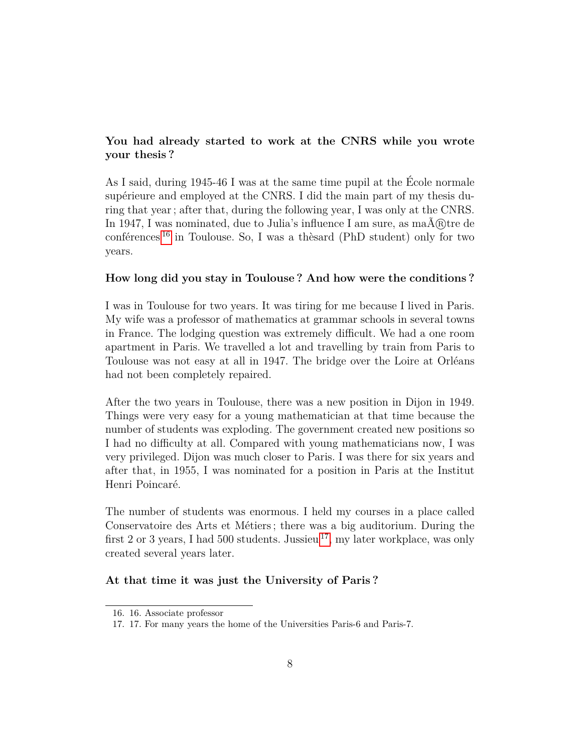**You had already started to work at the CNRS while you wrote your thesis ?**

As I said, during 1945-46 I was at the same time pupil at the École normale supérieure and employed at the CNRS. I did the main part of my thesis during that year ; after that, during the following year, I was only at the CNRS. In 1947, I was nominated, due to Julia's influence I am sure, as maÃ®tre de conférences[16] in Toulouse. So, I was a thèsard (PhD student) only for two years.

**How long did you stay in Toulouse ? And how were the conditions ?**

I was in Toulouse for two years. It was tiring for me because I lived in Paris. My wife was a professor of mathematics at grammar schools in several towns in France. The lodging question was extremely difficult. We had a one room apartment in Paris. We travelled a lot and travelling by train from Paris to Toulouse was not easy at all in 1947. The bridge over the Loire at Orléans had not been completely repaired.

After the two years in Toulouse, there was a new position in Dijon in 1949. Things were very easy for a young mathematician at that time because the number of students was exploding. The government created new positions so I had no difficulty at all. Compared with young mathematicians now, I was very privileged. Dijon was much closer to Paris. I was there for six years and after that, in 1955, I was nominated for a position in Paris at the Institut Henri Poincaré.

The number of students was enormous. I held my courses in a place called Conservatoire des Arts et Métiers ; there was a big auditorium. During the first 2 or 3 years, I had 500 students. Jussieu[17], my later workplace, was only created several years later.

**At that time it was just the University of Paris ?**

16. 16. Associate professor
17. 17. For many years the home of the Universities Paris-6 and Paris-7.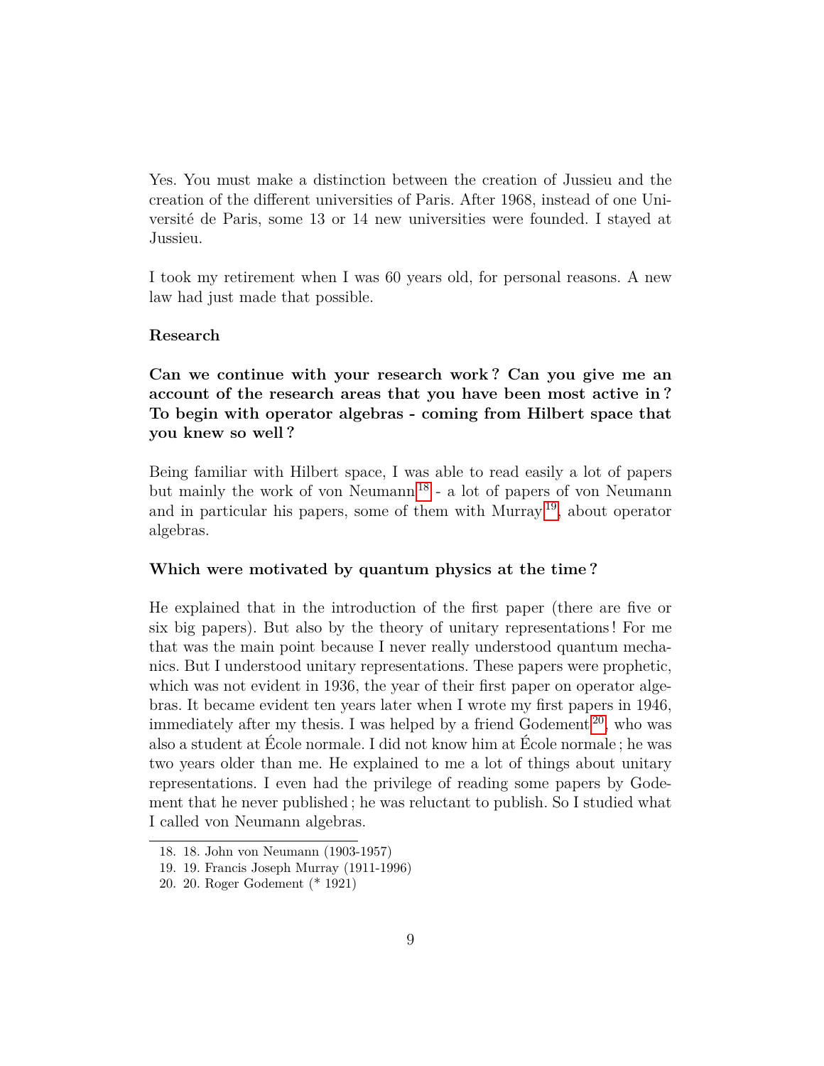Yes. You must make a distinction between the creation of Jussieu and the creation of the different universities of Paris. After 1968, instead of one Université de Paris, some 13 or 14 new universities were founded. I stayed at Jussieu.

I took my retirement when I was 60 years old, for personal reasons. A new law had just made that possible.

**Research**

**Can we continue with your research work ? Can you give me an account of the research areas that you have been most active in ? To begin with operator algebras - coming from Hilbert space that you knew so well ?**

Being familiar with Hilbert space, I was able to read easily a lot of papers but mainly the work of von Neumann[18] - a lot of papers of von Neumann and in particular his papers, some of them with Murray[19], about operator algebras.

**Which were motivated by quantum physics at the time ?**

He explained that in the introduction of the first paper (there are five or six big papers). But also by the theory of unitary representations ! For me that was the main point because I never really understood quantum mechanics. But I understood unitary representations. These papers were prophetic, which was not evident in 1936, the year of their first paper on operator algebras. It became evident ten years later when I wrote my first papers in 1946, immediately after my thesis. I was helped by a friend Godement[20], who was also a student at École normale. I did not know him at École normale ; he was two years older than me. He explained to me a lot of things about unitary representations. I even had the privilege of reading some papers by Godement that he never published ; he was reluctant to publish. So I studied what I called von Neumann algebras.

18. 18. John von Neumann (1903-1957)
19. 19. Francis Joseph Murray (1911-1996)
20. 20. Roger Godement (* 1921)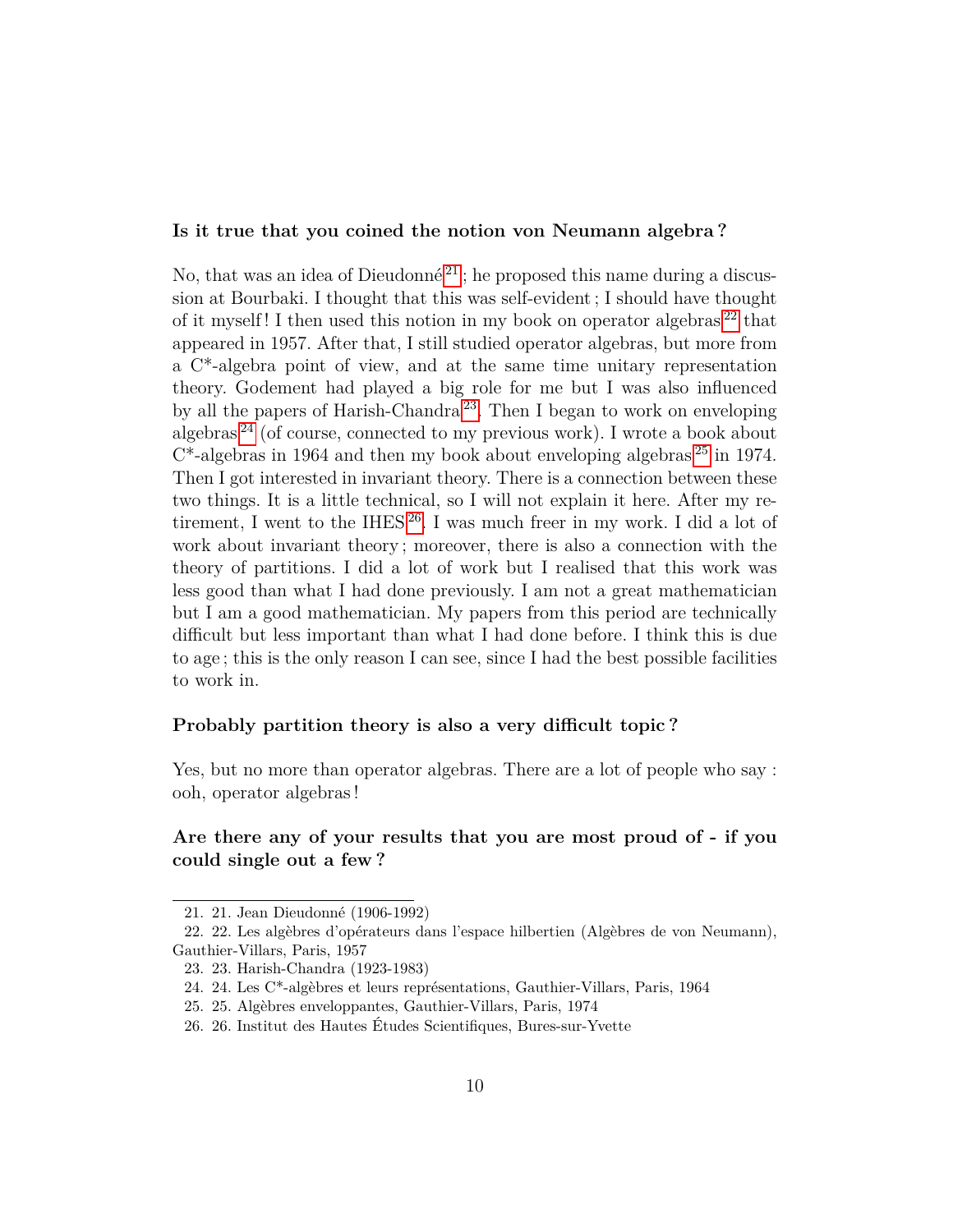**Is it true that you coined the notion von Neumann algebra ?**

No, that was an idea of Dieudonné[21]; he proposed this name during a discussion at Bourbaki. I thought that this was self-evident ; I should have thought of it myself ! I then used this notion in my book on operator algebras[22] that appeared in 1957. After that, I still studied operator algebras, but more from a C*-algebra point of view, and at the same time unitary representation theory. Godement had played a big role for me but I was also influenced by all the papers of Harish-Chandra[23]. Then I began to work on enveloping algebras[24] (of course, connected to my previous work). I wrote a book about C*-algebras in 1964 and then my book about enveloping algebras[25] in 1974. Then I got interested in invariant theory. There is a connection between these two things. It is a little technical, so I will not explain it here. After my retirement, I went to the IHES[26]. I was much freer in my work. I did a lot of work about invariant theory ; moreover, there is also a connection with the theory of partitions. I did a lot of work but I realised that this work was less good than what I had done previously. I am not a great mathematician but I am a good mathematician. My papers from this period are technically difficult but less important than what I had done before. I think this is due to age ; this is the only reason I can see, since I had the best possible facilities to work in.

**Probably partition theory is also a very difficult topic ?**

Yes, but no more than operator algebras. There are a lot of people who say : ooh, operator algebras !

**Are there any of your results that you are most proud of - if you could single out a few ?**

---

21. 21. Jean Dieudonné (1906-1992)
22. 22. Les algèbres d'opérateurs dans l'espace hilbertien (Algèbres de von Neumann), Gauthier-Villars, Paris, 1957
23. 23. Harish-Chandra (1923-1983)
24. 24. Les C*-algèbres et leurs représentations, Gauthier-Villars, Paris, 1964
25. 25. Algèbres enveloppantes, Gauthier-Villars, Paris, 1974
26. 26. Institut des Hautes Études Scientifiques, Bures-sur-Yvette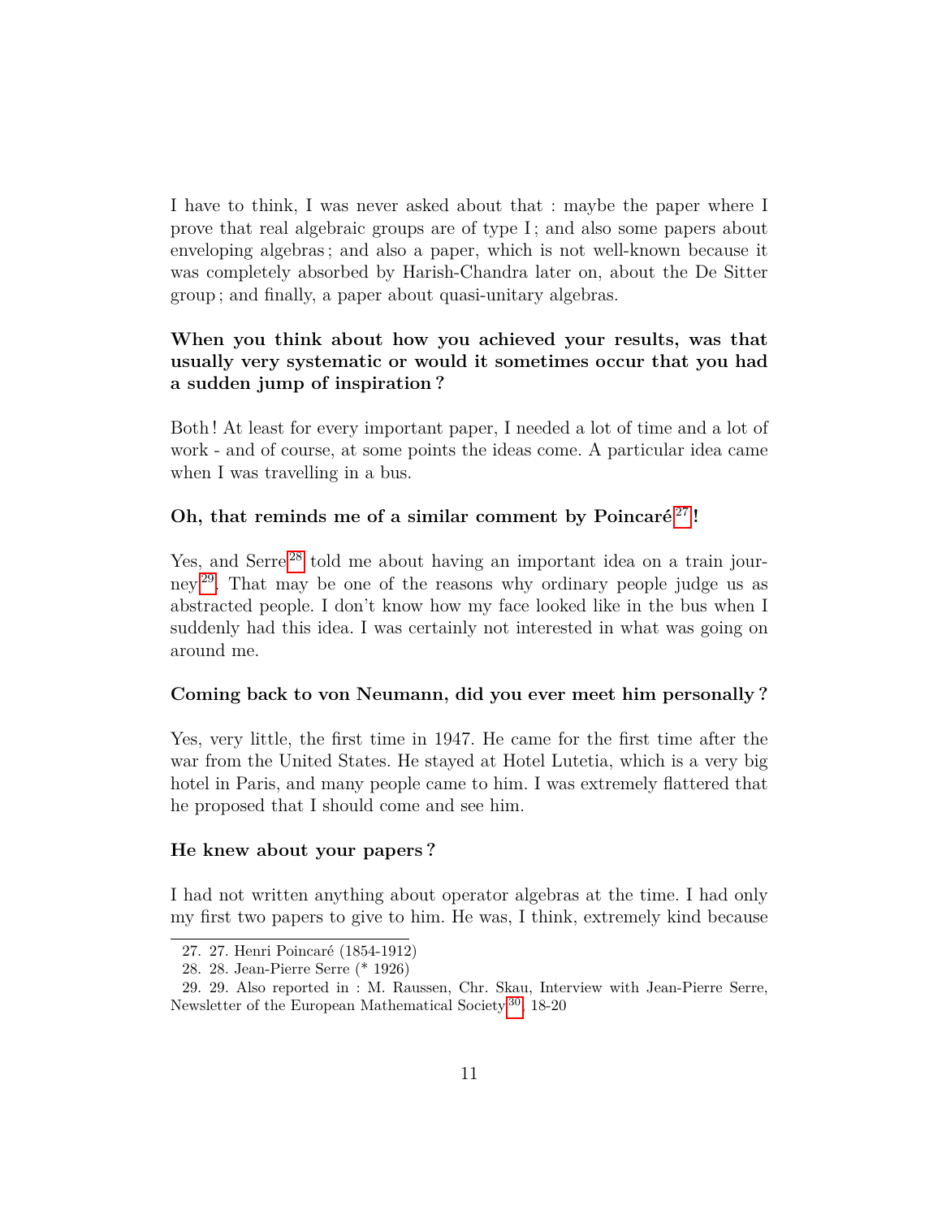I have to think, I was never asked about that : maybe the paper where I prove that real algebraic groups are of type I ; and also some papers about enveloping algebras ; and also a paper, which is not well-known because it was completely absorbed by Harish-Chandra later on, about the De Sitter group ; and finally, a paper about quasi-unitary algebras.

**When you think about how you achieved your results, was that usually very systematic or would it sometimes occur that you had a sudden jump of inspiration ?**

Both ! At least for every important paper, I needed a lot of time and a lot of work - and of course, at some points the ideas come. A particular idea came when I was travelling in a bus.

**Oh, that reminds me of a similar comment by Poincaré[27] !**

Yes, and Serre[28] told me about having an important idea on a train journey[29]. That may be one of the reasons why ordinary people judge us as abstracted people. I don't know how my face looked like in the bus when I suddenly had this idea. I was certainly not interested in what was going on around me.

**Coming back to von Neumann, did you ever meet him personally ?**

Yes, very little, the first time in 1947. He came for the first time after the war from the United States. He stayed at Hotel Lutetia, which is a very big hotel in Paris, and many people came to him. I was extremely flattered that he proposed that I should come and see him.

**He knew about your papers ?**

I had not written anything about operator algebras at the time. I had only my first two papers to give to him. He was, I think, extremely kind because

---

27. 27. Henri Poincaré (1854-1912)
28. 28. Jean-Pierre Serre (* 1926)
29. 29. Also reported in : M. Raussen, Chr. Skau, Interview with Jean-Pierre Serre, Newsletter of the European Mathematical Society[30], 18-20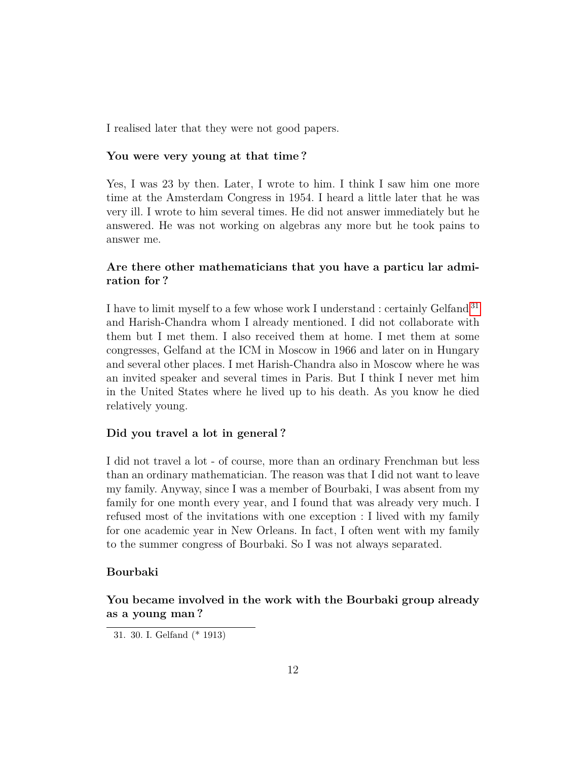I realised later that they were not good papers.

**You were very young at that time ?**

Yes, I was 23 by then. Later, I wrote to him. I think I saw him one more time at the Amsterdam Congress in 1954. I heard a little later that he was very ill. I wrote to him several times. He did not answer immediately but he answered. He was not working on algebras any more but he took pains to answer me.

**Are there other mathematicians that you have a particu lar admiration for ?**

I have to limit myself to a few whose work I understand : certainly Gelfand[31] and Harish-Chandra whom I already mentioned. I did not collaborate with them but I met them. I also received them at home. I met them at some congresses, Gelfand at the ICM in Moscow in 1966 and later on in Hungary and several other places. I met Harish-Chandra also in Moscow where he was an invited speaker and several times in Paris. But I think I never met him in the United States where he lived up to his death. As you know he died relatively young.

**Did you travel a lot in general ?**

I did not travel a lot - of course, more than an ordinary Frenchman but less than an ordinary mathematician. The reason was that I did not want to leave my family. Anyway, since I was a member of Bourbaki, I was absent from my family for one month every year, and I found that was already very much. I refused most of the invitations with one exception : I lived with my family for one academic year in New Orleans. In fact, I often went with my family to the summer congress of Bourbaki. So I was not always separated.

## Bourbaki

**You became involved in the work with the Bourbaki group already as a young man ?**

---

31. 30. I. Gelfand (* 1913)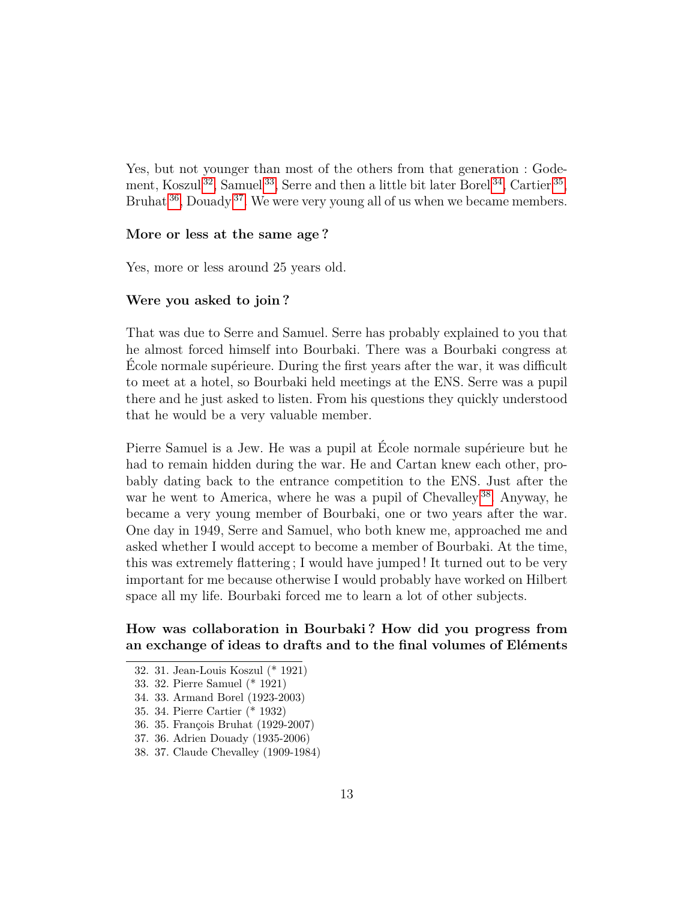Yes, but not younger than most of the others from that generation : Godement, Koszul[32], Samuel[33], Serre and then a little bit later Borel[34], Cartier[35], Bruhat[36], Douady[37]. We were very young all of us when we became members.

**More or less at the same age ?**

Yes, more or less around 25 years old.

**Were you asked to join ?**

That was due to Serre and Samuel. Serre has probably explained to you that he almost forced himself into Bourbaki. There was a Bourbaki congress at École normale supérieure. During the first years after the war, it was difficult to meet at a hotel, so Bourbaki held meetings at the ENS. Serre was a pupil there and he just asked to listen. From his questions they quickly understood that he would be a very valuable member.

Pierre Samuel is a Jew. He was a pupil at École normale supérieure but he had to remain hidden during the war. He and Cartan knew each other, probably dating back to the entrance competition to the ENS. Just after the war he went to America, where he was a pupil of Chevalley[38]. Anyway, he became a very young member of Bourbaki, one or two years after the war. One day in 1949, Serre and Samuel, who both knew me, approached me and asked whether I would accept to become a member of Bourbaki. At the time, this was extremely flattering ; I would have jumped ! It turned out to be very important for me because otherwise I would probably have worked on Hilbert space all my life. Bourbaki forced me to learn a lot of other subjects.

**How was collaboration in Bourbaki ? How did you progress from an exchange of ideas to drafts and to the final volumes of Eléments**

---

32. 31. Jean-Louis Koszul (* 1921)
33. 32. Pierre Samuel (* 1921)
34. 33. Armand Borel (1923-2003)
35. 34. Pierre Cartier (* 1932)
36. 35. François Bruhat (1929-2007)
37. 36. Adrien Douady (1935-2006)
38. 37. Claude Chevalley (1909-1984)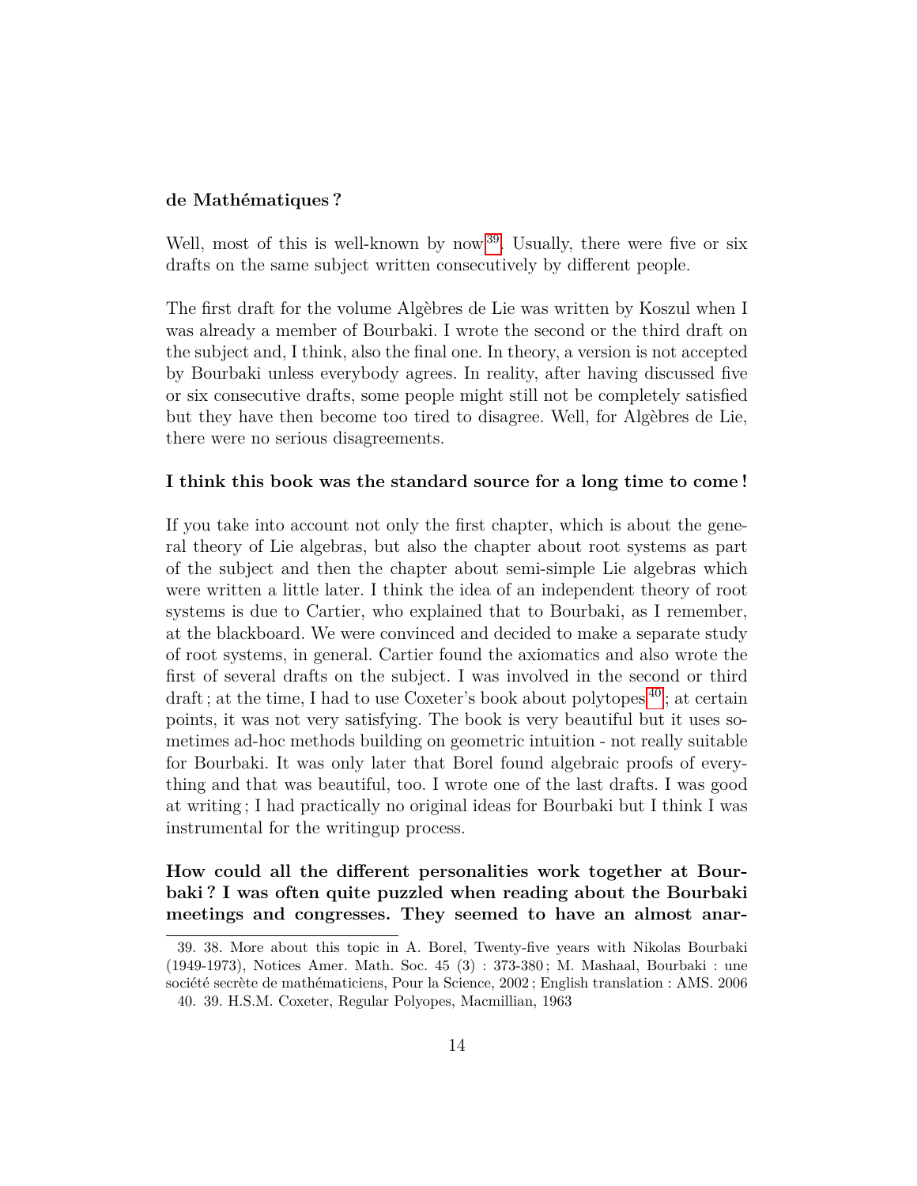**de Mathématiques ?**

Well, most of this is well-known by now[39]. Usually, there were five or six drafts on the same subject written consecutively by different people.

The first draft for the volume Algèbres de Lie was written by Koszul when I was already a member of Bourbaki. I wrote the second or the third draft on the subject and, I think, also the final one. In theory, a version is not accepted by Bourbaki unless everybody agrees. In reality, after having discussed five or six consecutive drafts, some people might still not be completely satisfied but they have then become too tired to disagree. Well, for Algèbres de Lie, there were no serious disagreements.

**I think this book was the standard source for a long time to come !**

If you take into account not only the first chapter, which is about the general theory of Lie algebras, but also the chapter about root systems as part of the subject and then the chapter about semi-simple Lie algebras which were written a little later. I think the idea of an independent theory of root systems is due to Cartier, who explained that to Bourbaki, as I remember, at the blackboard. We were convinced and decided to make a separate study of root systems, in general. Cartier found the axiomatics and also wrote the first of several drafts on the subject. I was involved in the second or third draft ; at the time, I had to use Coxeter's book about polytopes[40] ; at certain points, it was not very satisfying. The book is very beautiful but it uses sometimes ad-hoc methods building on geometric intuition - not really suitable for Bourbaki. It was only later that Borel found algebraic proofs of everything and that was beautiful, too. I wrote one of the last drafts. I was good at writing ; I had practically no original ideas for Bourbaki but I think I was instrumental for the writingup process.

**How could all the different personalities work together at Bourbaki ? I was often quite puzzled when reading about the Bourbaki meetings and congresses. They seemed to have an almost anar-**

39. 38. More about this topic in A. Borel, Twenty-five years with Nikolas Bourbaki (1949-1973), Notices Amer. Math. Soc. 45 (3) : 373-380 ; M. Mashaal, Bourbaki : une société secrète de mathématiciens, Pour la Science, 2002 ; English translation : AMS. 2006

40. 39. H.S.M. Coxeter, Regular Polyopes, Macmillian, 1963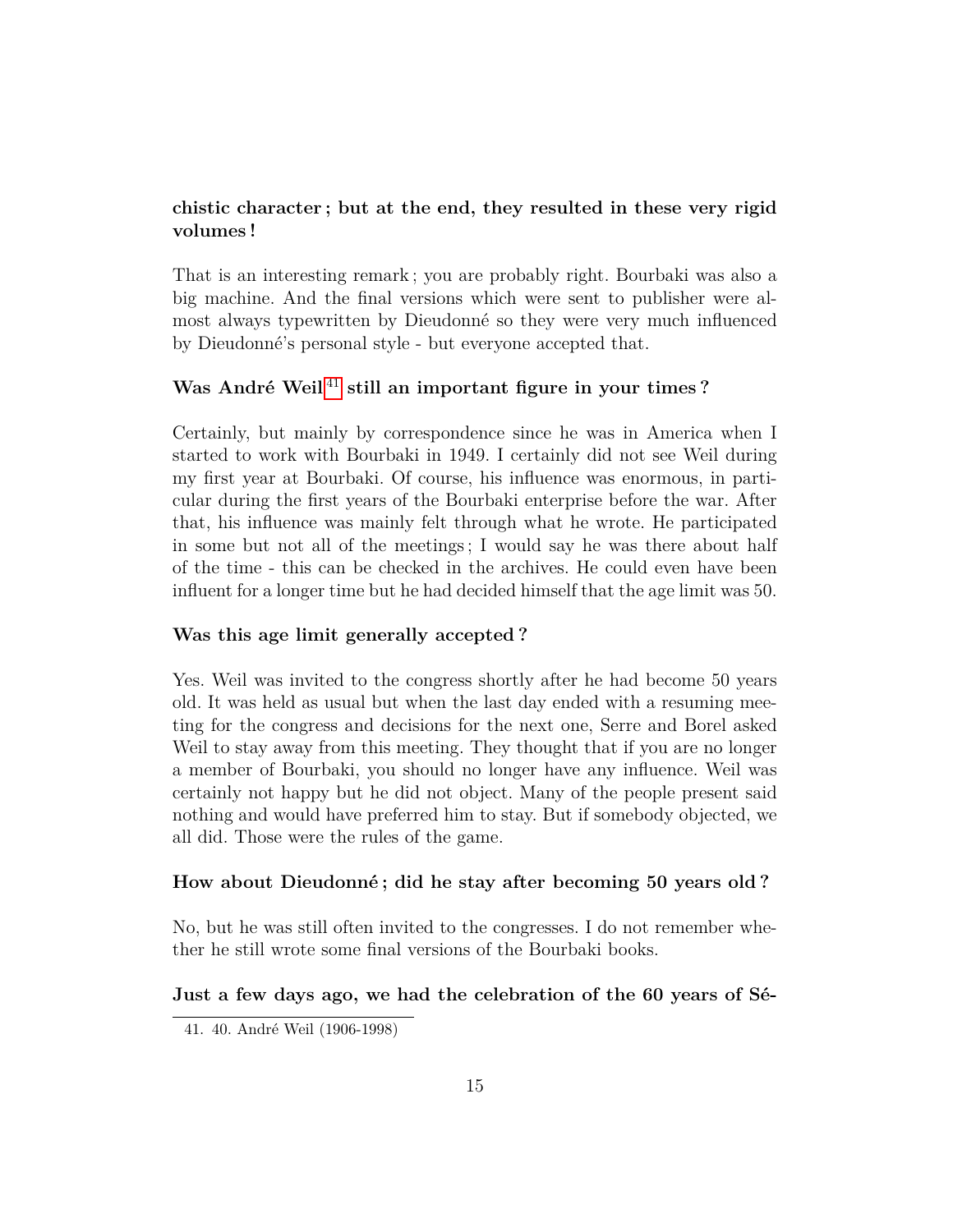**chistic character ; but at the end, they resulted in these very rigid volumes !**

That is an interesting remark ; you are probably right. Bourbaki was also a big machine. And the final versions which were sent to publisher were almost always typewritten by Dieudonné so they were very much influenced by Dieudonné's personal style - but everyone accepted that.

**Was André Weil[41] still an important figure in your times ?**

Certainly, but mainly by correspondence since he was in America when I started to work with Bourbaki in 1949. I certainly did not see Weil during my first year at Bourbaki. Of course, his influence was enormous, in particular during the first years of the Bourbaki enterprise before the war. After that, his influence was mainly felt through what he wrote. He participated in some but not all of the meetings ; I would say he was there about half of the time - this can be checked in the archives. He could even have been influent for a longer time but he had decided himself that the age limit was 50.

**Was this age limit generally accepted ?**

Yes. Weil was invited to the congress shortly after he had become 50 years old. It was held as usual but when the last day ended with a resuming meeting for the congress and decisions for the next one, Serre and Borel asked Weil to stay away from this meeting. They thought that if you are no longer a member of Bourbaki, you should no longer have any influence. Weil was certainly not happy but he did not object. Many of the people present said nothing and would have preferred him to stay. But if somebody objected, we all did. Those were the rules of the game.

**How about Dieudonné ; did he stay after becoming 50 years old ?**

No, but he was still often invited to the congresses. I do not remember whether he still wrote some final versions of the Bourbaki books.

**Just a few days ago, we had the celebration of the 60 years of Sé-**

---

41. 40. André Weil (1906-1998)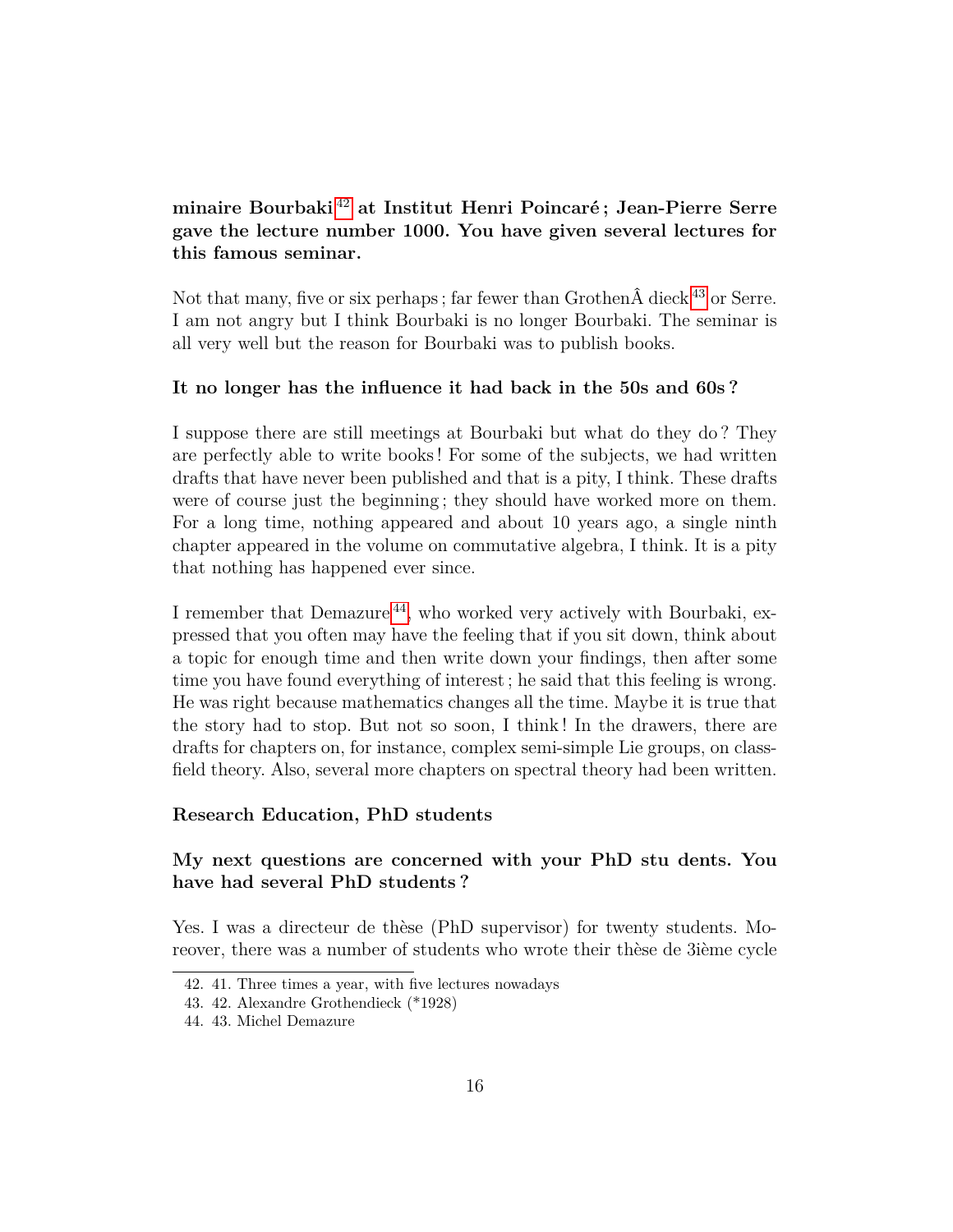**minaire Bourbaki[42] at Institut Henri Poincaré ; Jean-Pierre Serre gave the lecture number 1000. You have given several lectures for this famous seminar.**

Not that many, five or six perhaps ; far fewer than GrothenÂ dieck[43] or Serre. I am not angry but I think Bourbaki is no longer Bourbaki. The seminar is all very well but the reason for Bourbaki was to publish books.

**It no longer has the influence it had back in the 50s and 60s ?**

I suppose there are still meetings at Bourbaki but what do they do ? They are perfectly able to write books ! For some of the subjects, we had written drafts that have never been published and that is a pity, I think. These drafts were of course just the beginning ; they should have worked more on them. For a long time, nothing appeared and about 10 years ago, a single ninth chapter appeared in the volume on commutative algebra, I think. It is a pity that nothing has happened ever since.

I remember that Demazure[44], who worked very actively with Bourbaki, expressed that you often may have the feeling that if you sit down, think about a topic for enough time and then write down your findings, then after some time you have found everything of interest ; he said that this feeling is wrong. He was right because mathematics changes all the time. Maybe it is true that the story had to stop. But not so soon, I think ! In the drawers, there are drafts for chapters on, for instance, complex semi-simple Lie groups, on class-field theory. Also, several more chapters on spectral theory had been written.

### Research Education, PhD students

**My next questions are concerned with your PhD stu dents. You have had several PhD students ?**

Yes. I was a directeur de thèse (PhD supervisor) for twenty students. Moreover, there was a number of students who wrote their thèse de 3ième cycle

42. 41. Three times a year, with five lectures nowadays

43. 42. Alexandre Grothendieck (*1928)

44. 43. Michel Demazure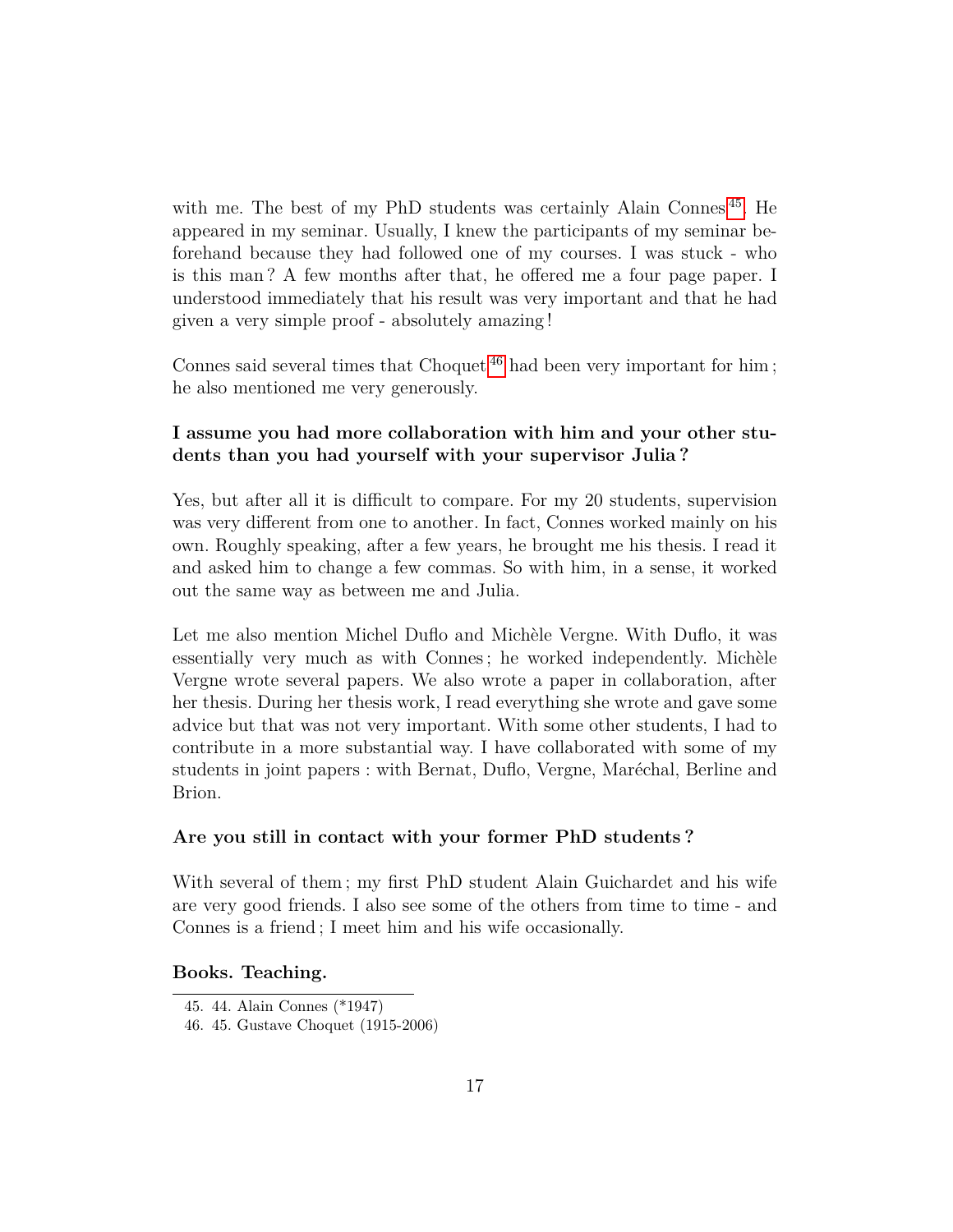with me. The best of my PhD students was certainly Alain Connes[45]. He appeared in my seminar. Usually, I knew the participants of my seminar beforehand because they had followed one of my courses. I was stuck - who is this man ? A few months after that, he offered me a four page paper. I understood immediately that his result was very important and that he had given a very simple proof - absolutely amazing !

Connes said several times that Choquet[46] had been very important for him ; he also mentioned me very generously.

**I assume you had more collaboration with him and your other students than you had yourself with your supervisor Julia ?**

Yes, but after all it is difficult to compare. For my 20 students, supervision was very different from one to another. In fact, Connes worked mainly on his own. Roughly speaking, after a few years, he brought me his thesis. I read it and asked him to change a few commas. So with him, in a sense, it worked out the same way as between me and Julia.

Let me also mention Michel Duflo and Michèle Vergne. With Duflo, it was essentially very much as with Connes ; he worked independently. Michèle Vergne wrote several papers. We also wrote a paper in collaboration, after her thesis. During her thesis work, I read everything she wrote and gave some advice but that was not very important. With some other students, I had to contribute in a more substantial way. I have collaborated with some of my students in joint papers : with Bernat, Duflo, Vergne, Maréchal, Berline and Brion.

**Are you still in contact with your former PhD students ?**

With several of them ; my first PhD student Alain Guichardet and his wife are very good friends. I also see some of the others from time to time - and Connes is a friend ; I meet him and his wife occasionally.

**Books. Teaching.**

45. 44. Alain Connes (*1947)
46. 45. Gustave Choquet (1915-2006)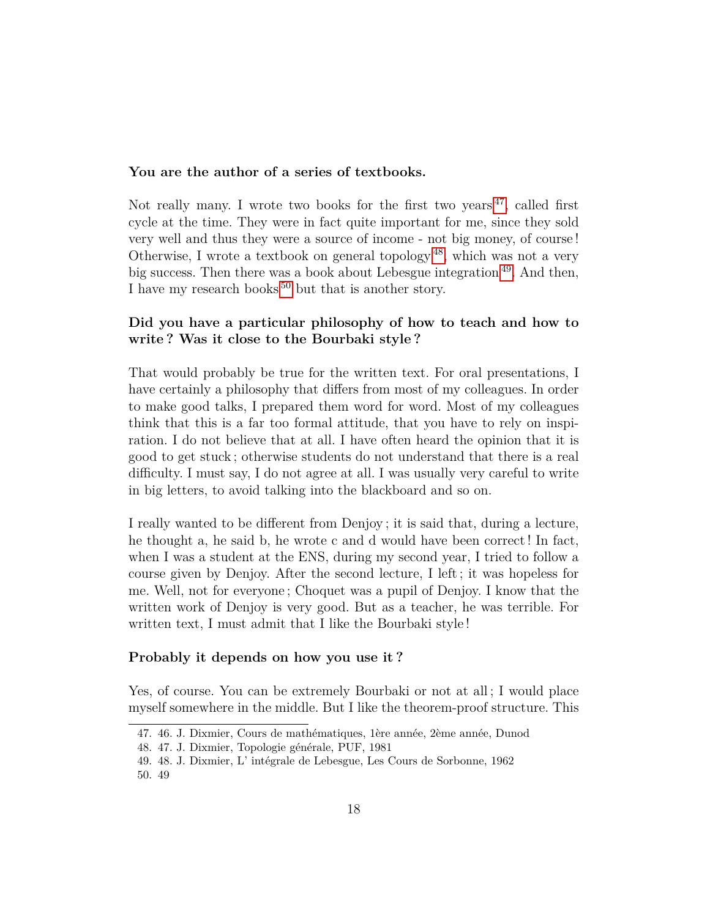**You are the author of a series of textbooks.**

Not really many. I wrote two books for the first two years[47], called first cycle at the time. They were in fact quite important for me, since they sold very well and thus they were a source of income - not big money, of course! Otherwise, I wrote a textbook on general topology[48], which was not a very big success. Then there was a book about Lebesgue integration[49]. And then, I have my research books[50] but that is another story.

**Did you have a particular philosophy of how to teach and how to write ? Was it close to the Bourbaki style ?**

That would probably be true for the written text. For oral presentations, I have certainly a philosophy that differs from most of my colleagues. In order to make good talks, I prepared them word for word. Most of my colleagues think that this is a far too formal attitude, that you have to rely on inspiration. I do not believe that at all. I have often heard the opinion that it is good to get stuck ; otherwise students do not understand that there is a real difficulty. I must say, I do not agree at all. I was usually very careful to write in big letters, to avoid talking into the blackboard and so on.

I really wanted to be different from Denjoy ; it is said that, during a lecture, he thought a, he said b, he wrote c and d would have been correct ! In fact, when I was a student at the ENS, during my second year, I tried to follow a course given by Denjoy. After the second lecture, I left ; it was hopeless for me. Well, not for everyone ; Choquet was a pupil of Denjoy. I know that the written work of Denjoy is very good. But as a teacher, he was terrible. For written text, I must admit that I like the Bourbaki style !

**Probably it depends on how you use it ?**

Yes, of course. You can be extremely Bourbaki or not at all ; I would place myself somewhere in the middle. But I like the theorem-proof structure. This

---

47. 46. J. Dixmier, Cours de mathématiques, 1ère année, 2ème année, Dunod

48. 47. J. Dixmier, Topologie générale, PUF, 1981

49. 48. J. Dixmier, L' intégrale de Lebesgue, Les Cours de Sorbonne, 1962

50. 49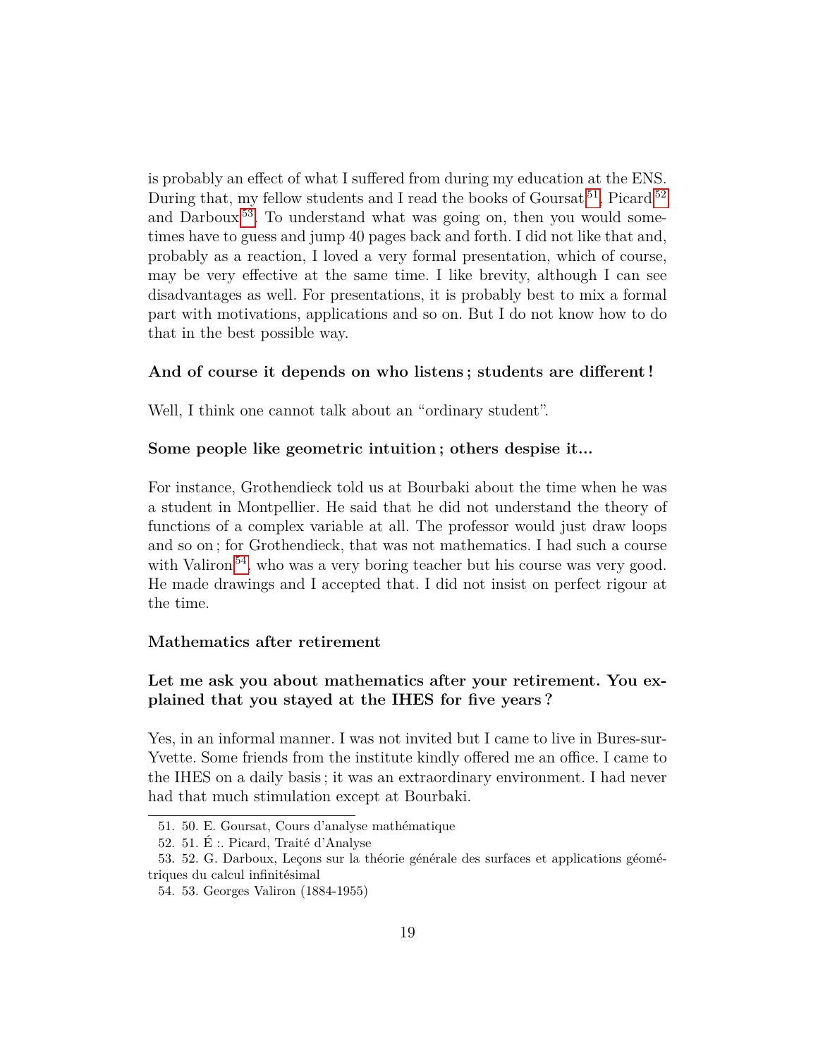is probably an effect of what I suffered from during my education at the ENS. During that, my fellow students and I read the books of Goursat[51], Picard[52] and Darboux[53]. To understand what was going on, then you would sometimes have to guess and jump 40 pages back and forth. I did not like that and, probably as a reaction, I loved a very formal presentation, which of course, may be very effective at the same time. I like brevity, although I can see disadvantages as well. For presentations, it is probably best to mix a formal part with motivations, applications and so on. But I do not know how to do that in the best possible way.

**And of course it depends on who listens ; students are different !**

Well, I think one cannot talk about an "ordinary student".

**Some people like geometric intuition ; others despise it...**

For instance, Grothendieck told us at Bourbaki about the time when he was a student in Montpellier. He said that he did not understand the theory of functions of a complex variable at all. The professor would just draw loops and so on ; for Grothendieck, that was not mathematics. I had such a course with Valiron[54], who was a very boring teacher but his course was very good. He made drawings and I accepted that. I did not insist on perfect rigour at the time.

### Mathematics after retirement

**Let me ask you about mathematics after your retirement. You explained that you stayed at the IHES for five years ?**

Yes, in an informal manner. I was not invited but I came to live in Bures-sur-Yvette. Some friends from the institute kindly offered me an office. I came to the IHES on a daily basis ; it was an extraordinary environment. I had never had that much stimulation except at Bourbaki.

---

51. 50. E. Goursat, Cours d'analyse mathématique

52. 51. É :. Picard, Traité d'Analyse

53. 52. G. Darboux, Leçons sur la théorie générale des surfaces et applications géométriques du calcul infinitésimal

54. 53. Georges Valiron (1884-1955)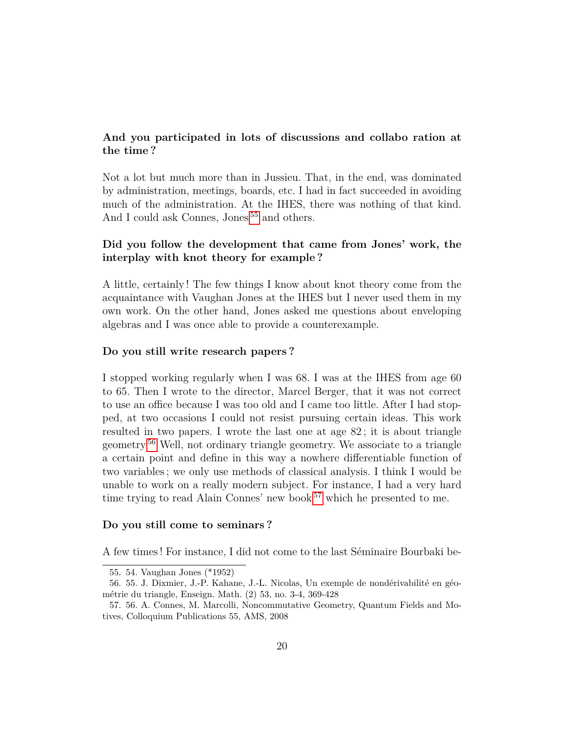**And you participated in lots of discussions and collabo ration at the time ?**

Not a lot but much more than in Jussieu. That, in the end, was dominated by administration, meetings, boards, etc. I had in fact succeeded in avoiding much of the administration. At the IHES, there was nothing of that kind. And I could ask Connes, Jones[55] and others.

**Did you follow the development that came from Jones' work, the interplay with knot theory for example ?**

A little, certainly ! The few things I know about knot theory come from the acquaintance with Vaughan Jones at the IHES but I never used them in my own work. On the other hand, Jones asked me questions about enveloping algebras and I was once able to provide a counterexample.

**Do you still write research papers ?**

I stopped working regularly when I was 68. I was at the IHES from age 60 to 65. Then I wrote to the director, Marcel Berger, that it was not correct to use an office because I was too old and I came too little. After I had stopped, at two occasions I could not resist pursuing certain ideas. This work resulted in two papers. I wrote the last one at age 82 ; it is about triangle geometry[56] Well, not ordinary triangle geometry. We associate to a triangle a certain point and define in this way a nowhere differentiable function of two variables ; we only use methods of classical analysis. I think I would be unable to work on a really modern subject. For instance, I had a very hard time trying to read Alain Connes' new book[57] which he presented to me.

**Do you still come to seminars ?**

A few times ! For instance, I did not come to the last Séminaire Bourbaki be-

---

55. 54. Vaughan Jones (*1952)

56. 55. J. Dixmier, J.-P. Kahane, J.-L. Nicolas, Un exemple de nondérivabilité en géométrie du triangle, Enseign. Math. (2) 53, no. 3-4, 369-428

57. 56. A. Connes, M. Marcolli, Noncommutative Geometry, Quantum Fields and Motives, Colloquium Publications 55, AMS, 2008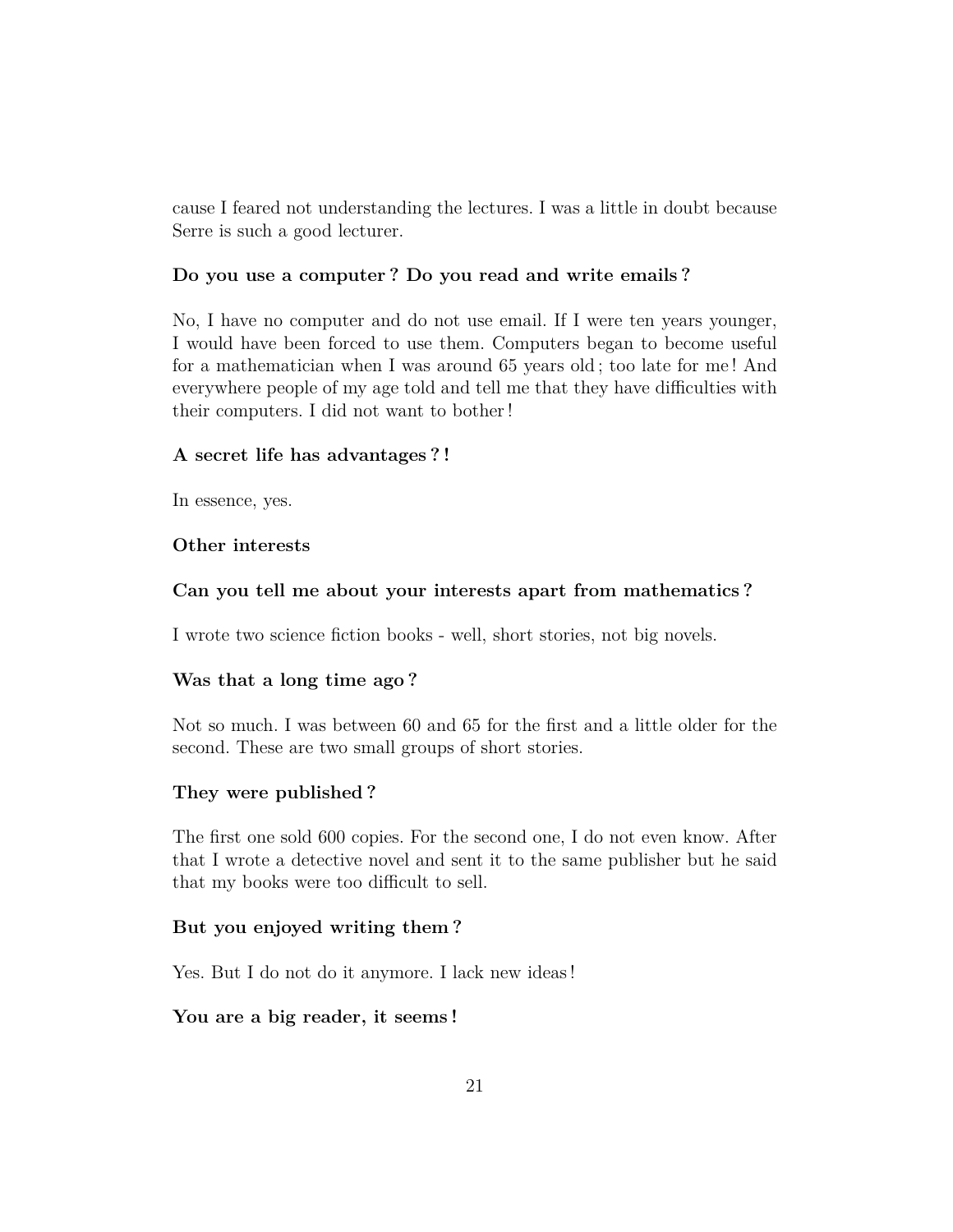cause I feared not understanding the lectures. I was a little in doubt because Serre is such a good lecturer.

**Do you use a computer ? Do you read and write emails ?**

No, I have no computer and do not use email. If I were ten years younger, I would have been forced to use them. Computers began to become useful for a mathematician when I was around 65 years old ; too late for me ! And everywhere people of my age told and tell me that they have difficulties with their computers. I did not want to bother !

**A secret life has advantages ? !**

In essence, yes.

## Other interests

**Can you tell me about your interests apart from mathematics ?**

I wrote two science fiction books - well, short stories, not big novels.

**Was that a long time ago ?**

Not so much. I was between 60 and 65 for the first and a little older for the second. These are two small groups of short stories.

**They were published ?**

The first one sold 600 copies. For the second one, I do not even know. After that I wrote a detective novel and sent it to the same publisher but he said that my books were too difficult to sell.

**But you enjoyed writing them ?**

Yes. But I do not do it anymore. I lack new ideas !

**You are a big reader, it seems !**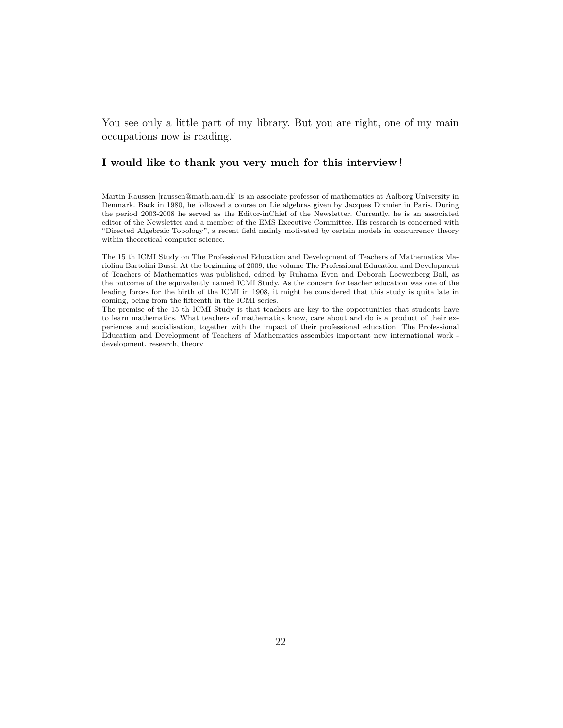You see only a little part of my library. But you are right, one of my main occupations now is reading.

**I would like to thank you very much for this interview!**

---

Martin Raussen [raussen@math.aau.dk] is an associate professor of mathematics at Aalborg University in Denmark. Back in 1980, he followed a course on Lie algebras given by Jacques Dixmier in Paris. During the period 2003-2008 he served as the Editor-inChief of the Newsletter. Currently, he is an associated editor of the Newsletter and a member of the EMS Executive Committee. His research is concerned with "Directed Algebraic Topology", a recent field mainly motivated by certain models in concurrency theory within theoretical computer science.

The 15 th ICMI Study on The Professional Education and Development of Teachers of Mathematics Mariolina Bartolini Bussi. At the beginning of 2009, the volume The Professional Education and Development of Teachers of Mathematics was published, edited by Ruhama Even and Deborah Loewenberg Ball, as the outcome of the equivalently named ICMI Study. As the concern for teacher education was one of the leading forces for the birth of the ICMI in 1908, it might be considered that this study is quite late in coming, being from the fifteenth in the ICMI series.
The premise of the 15 th ICMI Study is that teachers are key to the opportunities that students have to learn mathematics. What teachers of mathematics know, care about and do is a product of their experiences and socialisation, together with the impact of their professional education. The Professional Education and Development of Teachers of Mathematics assembles important new international work - development, research, theory